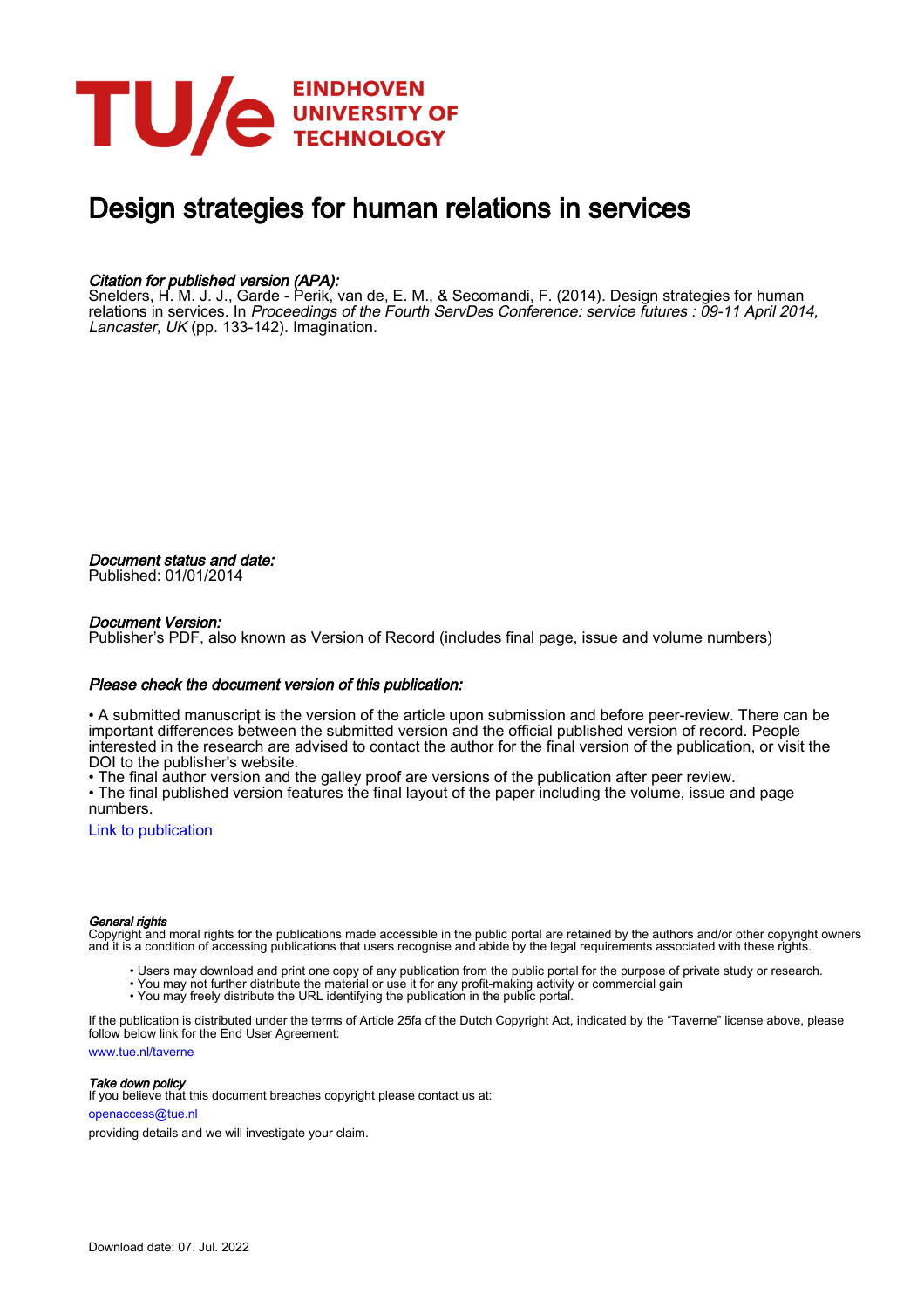EINDHOVEN UNIVERSITY OF TECHNOLOGY

# Design strategies for human relations in services

*Citation for published version (APA):*
Snelders, H. M. J. J., Garde - Perik, van de, E. M., & Secomandi, F. (2014). Design strategies for human relations in services. In *Proceedings of the Fourth ServDes Conference: service futures : 09-11 April 2014, Lancaster, UK* (pp. 133-142). Imagination.

*Document status and date:*
Published: 01/01/2014

*Document Version:*
Publisher's PDF, also known as Version of Record (includes final page, issue and volume numbers)

*Please check the document version of this publication:*

• A submitted manuscript is the version of the article upon submission and before peer-review. There can be important differences between the submitted version and the official published version of record. People interested in the research are advised to contact the author for the final version of the publication, or visit the DOI to the publisher's website.
• The final author version and the galley proof are versions of the publication after peer review.
• The final published version features the final layout of the paper including the volume, issue and page numbers.

Link to publication

*General rights*
Copyright and moral rights for the publications made accessible in the public portal are retained by the authors and/or other copyright owners and it is a condition of accessing publications that users recognise and abide by the legal requirements associated with these rights.

• Users may download and print one copy of any publication from the public portal for the purpose of private study or research.
• You may not further distribute the material or use it for any profit-making activity or commercial gain
• You may freely distribute the URL identifying the publication in the public portal.

If the publication is distributed under the terms of Article 25fa of the Dutch Copyright Act, indicated by the "Taverne" license above, please follow below link for the End User Agreement:
www.tue.nl/taverne

*Take down policy*
If you believe that this document breaches copyright please contact us at:
openaccess@tue.nl
providing details and we will investigate your claim.

Download date: 07. Jul. 2022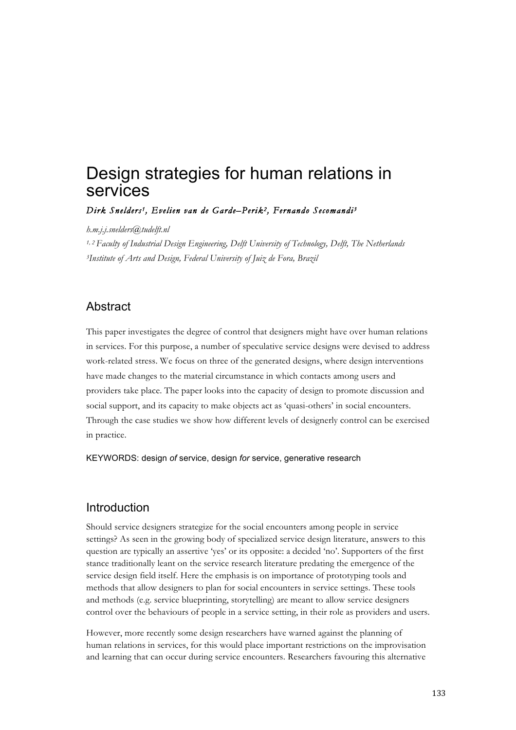# Design strategies for human relations in services

*Dirk Snelders[1], Evelien van de Garde–Perik[2], Fernando Secomandi[3]*

*h.m.j.j.snelders@tudelft.nl*

*[1, 2] Faculty of Industrial Design Engineering, Delft University of Technology, Delft, The Netherlands*

*[3] Institute of Arts and Design, Federal University of Juiz de Fora, Brazil*

## Abstract

This paper investigates the degree of control that designers might have over human relations in services. For this purpose, a number of speculative service designs were devised to address work-related stress. We focus on three of the generated designs, where design interventions have made changes to the material circumstance in which contacts among users and providers take place. The paper looks into the capacity of design to promote discussion and social support, and its capacity to make objects act as 'quasi-others' in social encounters. Through the case studies we show how different levels of designerly control can be exercised in practice.

KEYWORDS: design *of* service, design *for* service, generative research

## Introduction

Should service designers strategize for the social encounters among people in service settings? As seen in the growing body of specialized service design literature, answers to this question are typically an assertive 'yes' or its opposite: a decided 'no'. Supporters of the first stance traditionally leant on the service research literature predating the emergence of the service design field itself. Here the emphasis is on importance of prototyping tools and methods that allow designers to plan for social encounters in service settings. These tools and methods (e.g. service blueprinting, storytelling) are meant to allow service designers control over the behaviours of people in a service setting, in their role as providers and users.

However, more recently some design researchers have warned against the planning of human relations in services, for this would place important restrictions on the improvisation and learning that can occur during service encounters. Researchers favouring this alternative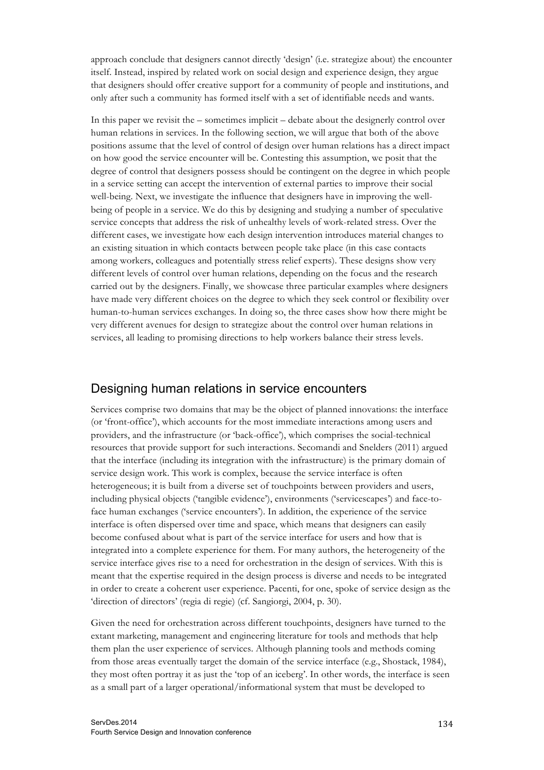approach conclude that designers cannot directly 'design' (i.e. strategize about) the encounter itself. Instead, inspired by related work on social design and experience design, they argue that designers should offer creative support for a community of people and institutions, and only after such a community has formed itself with a set of identifiable needs and wants.

In this paper we revisit the – sometimes implicit – debate about the designerly control over human relations in services. In the following section, we will argue that both of the above positions assume that the level of control of design over human relations has a direct impact on how good the service encounter will be. Contesting this assumption, we posit that the degree of control that designers possess should be contingent on the degree in which people in a service setting can accept the intervention of external parties to improve their social well-being. Next, we investigate the influence that designers have in improving the well-being of people in a service. We do this by designing and studying a number of speculative service concepts that address the risk of unhealthy levels of work-related stress. Over the different cases, we investigate how each design intervention introduces material changes to an existing situation in which contacts between people take place (in this case contacts among workers, colleagues and potentially stress relief experts). These designs show very different levels of control over human relations, depending on the focus and the research carried out by the designers. Finally, we showcase three particular examples where designers have made very different choices on the degree to which they seek control or flexibility over human-to-human services exchanges. In doing so, the three cases show how there might be very different avenues for design to strategize about the control over human relations in services, all leading to promising directions to help workers balance their stress levels.

## Designing human relations in service encounters

Services comprise two domains that may be the object of planned innovations: the interface (or 'front-office'), which accounts for the most immediate interactions among users and providers, and the infrastructure (or 'back-office'), which comprises the social-technical resources that provide support for such interactions. Secomandi and Snelders (2011) argued that the interface (including its integration with the infrastructure) is the primary domain of service design work. This work is complex, because the service interface is often heterogeneous; it is built from a diverse set of touchpoints between providers and users, including physical objects ('tangible evidence'), environments ('servicescapes') and face-to-face human exchanges ('service encounters'). In addition, the experience of the service interface is often dispersed over time and space, which means that designers can easily become confused about what is part of the service interface for users and how that is integrated into a complete experience for them. For many authors, the heterogeneity of the service interface gives rise to a need for orchestration in the design of services. With this is meant that the expertise required in the design process is diverse and needs to be integrated in order to create a coherent user experience. Pacenti, for one, spoke of service design as the 'direction of directors' (regia di regie) (cf. Sangiorgi, 2004, p. 30).

Given the need for orchestration across different touchpoints, designers have turned to the extant marketing, management and engineering literature for tools and methods that help them plan the user experience of services. Although planning tools and methods coming from those areas eventually target the domain of the service interface (e.g., Shostack, 1984), they most often portray it as just the 'top of an iceberg'. In other words, the interface is seen as a small part of a larger operational/informational system that must be developed to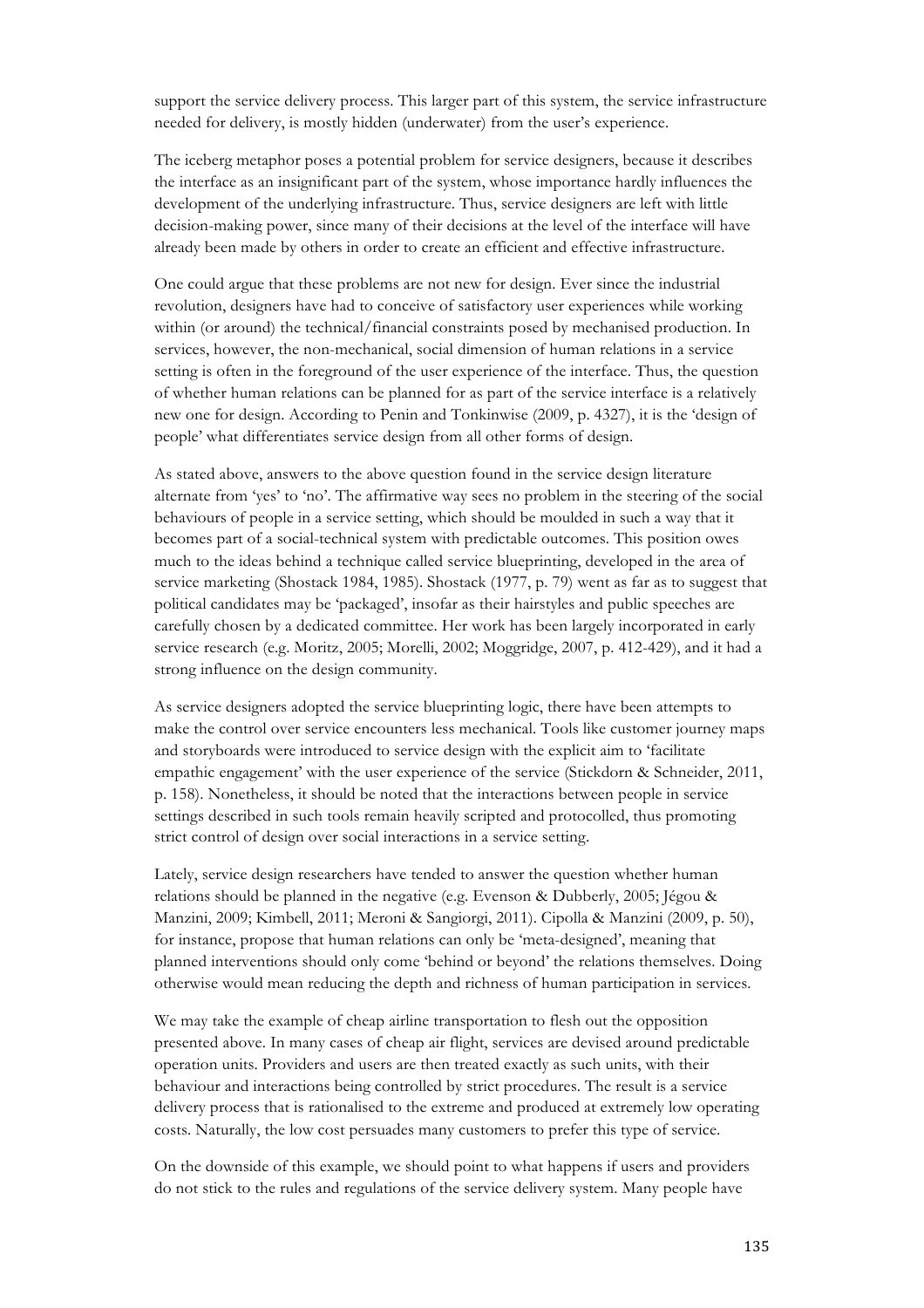support the service delivery process. This larger part of this system, the service infrastructure needed for delivery, is mostly hidden (underwater) from the user's experience.

The iceberg metaphor poses a potential problem for service designers, because it describes the interface as an insignificant part of the system, whose importance hardly influences the development of the underlying infrastructure. Thus, service designers are left with little decision-making power, since many of their decisions at the level of the interface will have already been made by others in order to create an efficient and effective infrastructure.

One could argue that these problems are not new for design. Ever since the industrial revolution, designers have had to conceive of satisfactory user experiences while working within (or around) the technical/financial constraints posed by mechanised production. In services, however, the non-mechanical, social dimension of human relations in a service setting is often in the foreground of the user experience of the interface. Thus, the question of whether human relations can be planned for as part of the service interface is a relatively new one for design. According to Penin and Tonkinwise (2009, p. 4327), it is the 'design of people' what differentiates service design from all other forms of design.

As stated above, answers to the above question found in the service design literature alternate from 'yes' to 'no'. The affirmative way sees no problem in the steering of the social behaviours of people in a service setting, which should be moulded in such a way that it becomes part of a social-technical system with predictable outcomes. This position owes much to the ideas behind a technique called service blueprinting, developed in the area of service marketing (Shostack 1984, 1985). Shostack (1977, p. 79) went as far as to suggest that political candidates may be 'packaged', insofar as their hairstyles and public speeches are carefully chosen by a dedicated committee. Her work has been largely incorporated in early service research (e.g. Moritz, 2005; Morelli, 2002; Moggridge, 2007, p. 412-429), and it had a strong influence on the design community.

As service designers adopted the service blueprinting logic, there have been attempts to make the control over service encounters less mechanical. Tools like customer journey maps and storyboards were introduced to service design with the explicit aim to 'facilitate empathic engagement' with the user experience of the service (Stickdorn & Schneider, 2011, p. 158). Nonetheless, it should be noted that the interactions between people in service settings described in such tools remain heavily scripted and protocolled, thus promoting strict control of design over social interactions in a service setting.

Lately, service design researchers have tended to answer the question whether human relations should be planned in the negative (e.g. Evenson & Dubberly, 2005; Jégou & Manzini, 2009; Kimbell, 2011; Meroni & Sangiorgi, 2011). Cipolla & Manzini (2009, p. 50), for instance, propose that human relations can only be 'meta-designed', meaning that planned interventions should only come 'behind or beyond' the relations themselves. Doing otherwise would mean reducing the depth and richness of human participation in services.

We may take the example of cheap airline transportation to flesh out the opposition presented above. In many cases of cheap air flight, services are devised around predictable operation units. Providers and users are then treated exactly as such units, with their behaviour and interactions being controlled by strict procedures. The result is a service delivery process that is rationalised to the extreme and produced at extremely low operating costs. Naturally, the low cost persuades many customers to prefer this type of service.

On the downside of this example, we should point to what happens if users and providers do not stick to the rules and regulations of the service delivery system. Many people have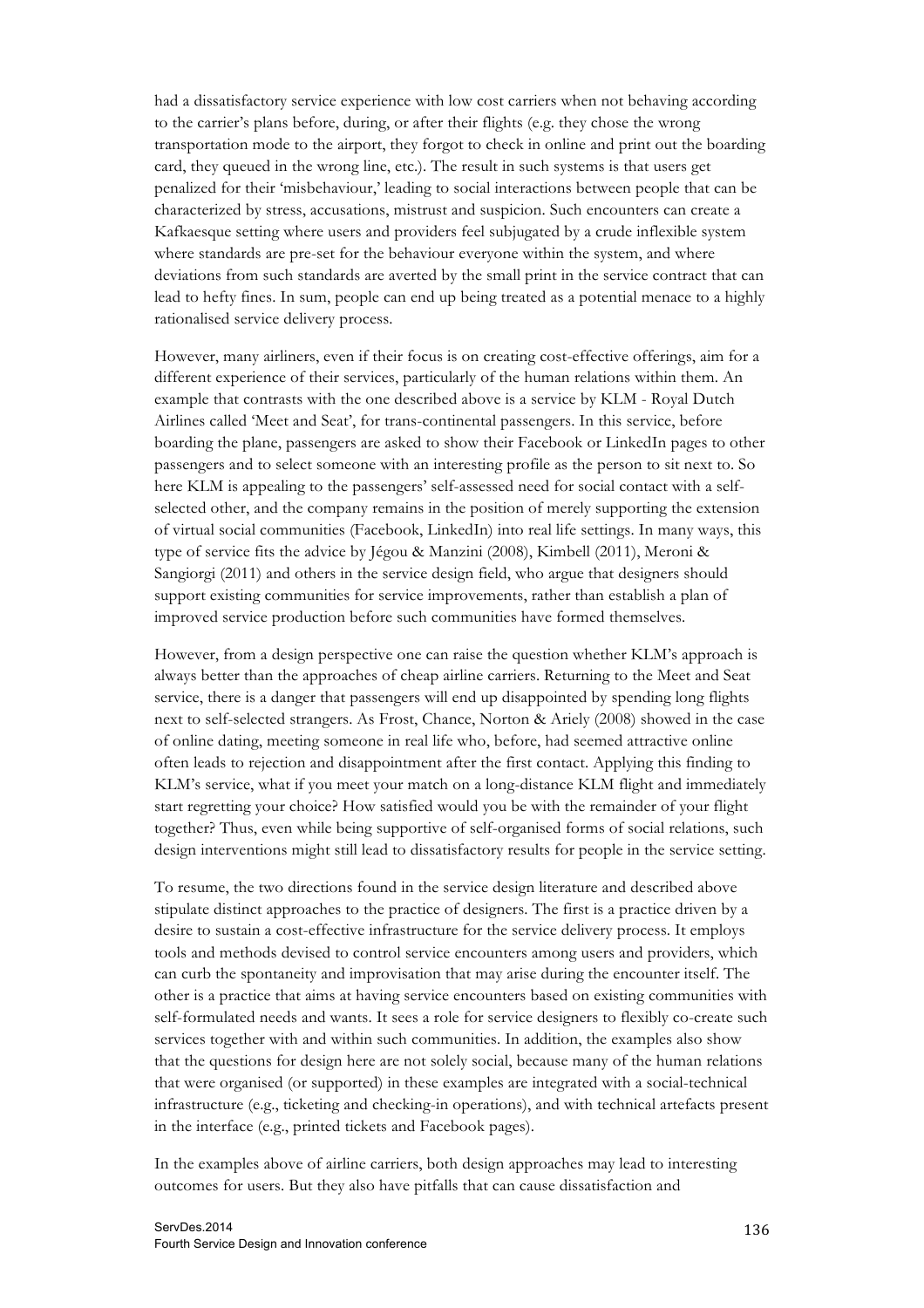had a dissatisfactory service experience with low cost carriers when not behaving according to the carrier's plans before, during, or after their flights (e.g. they chose the wrong transportation mode to the airport, they forgot to check in online and print out the boarding card, they queued in the wrong line, etc.). The result in such systems is that users get penalized for their 'misbehaviour,' leading to social interactions between people that can be characterized by stress, accusations, mistrust and suspicion. Such encounters can create a Kafkaesque setting where users and providers feel subjugated by a crude inflexible system where standards are pre-set for the behaviour everyone within the system, and where deviations from such standards are averted by the small print in the service contract that can lead to hefty fines. In sum, people can end up being treated as a potential menace to a highly rationalised service delivery process.

However, many airliners, even if their focus is on creating cost-effective offerings, aim for a different experience of their services, particularly of the human relations within them. An example that contrasts with the one described above is a service by KLM - Royal Dutch Airlines called 'Meet and Seat', for trans-continental passengers. In this service, before boarding the plane, passengers are asked to show their Facebook or LinkedIn pages to other passengers and to select someone with an interesting profile as the person to sit next to. So here KLM is appealing to the passengers' self-assessed need for social contact with a self-selected other, and the company remains in the position of merely supporting the extension of virtual social communities (Facebook, LinkedIn) into real life settings. In many ways, this type of service fits the advice by Jégou & Manzini (2008), Kimbell (2011), Meroni & Sangiorgi (2011) and others in the service design field, who argue that designers should support existing communities for service improvements, rather than establish a plan of improved service production before such communities have formed themselves.

However, from a design perspective one can raise the question whether KLM's approach is always better than the approaches of cheap airline carriers. Returning to the Meet and Seat service, there is a danger that passengers will end up disappointed by spending long flights next to self-selected strangers. As Frost, Chance, Norton & Ariely (2008) showed in the case of online dating, meeting someone in real life who, before, had seemed attractive online often leads to rejection and disappointment after the first contact. Applying this finding to KLM's service, what if you meet your match on a long-distance KLM flight and immediately start regretting your choice? How satisfied would you be with the remainder of your flight together? Thus, even while being supportive of self-organised forms of social relations, such design interventions might still lead to dissatisfactory results for people in the service setting.

To resume, the two directions found in the service design literature and described above stipulate distinct approaches to the practice of designers. The first is a practice driven by a desire to sustain a cost-effective infrastructure for the service delivery process. It employs tools and methods devised to control service encounters among users and providers, which can curb the spontaneity and improvisation that may arise during the encounter itself. The other is a practice that aims at having service encounters based on existing communities with self-formulated needs and wants. It sees a role for service designers to flexibly co-create such services together with and within such communities. In addition, the examples also show that the questions for design here are not solely social, because many of the human relations that were organised (or supported) in these examples are integrated with a social-technical infrastructure (e.g., ticketing and checking-in operations), and with technical artefacts present in the interface (e.g., printed tickets and Facebook pages).

In the examples above of airline carriers, both design approaches may lead to interesting outcomes for users. But they also have pitfalls that can cause dissatisfaction and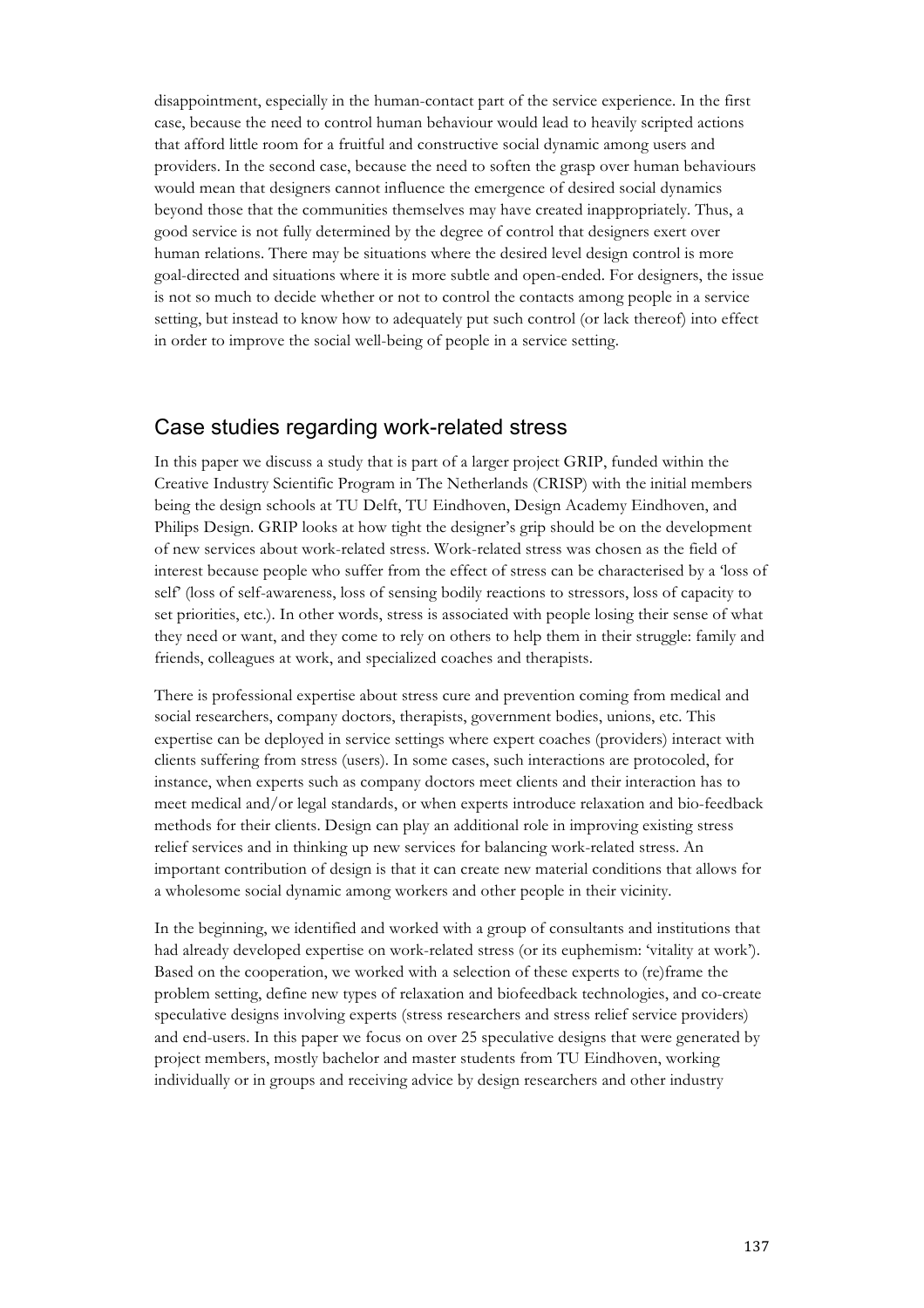disappointment, especially in the human-contact part of the service experience. In the first case, because the need to control human behaviour would lead to heavily scripted actions that afford little room for a fruitful and constructive social dynamic among users and providers. In the second case, because the need to soften the grasp over human behaviours would mean that designers cannot influence the emergence of desired social dynamics beyond those that the communities themselves may have created inappropriately. Thus, a good service is not fully determined by the degree of control that designers exert over human relations. There may be situations where the desired level design control is more goal-directed and situations where it is more subtle and open-ended. For designers, the issue is not so much to decide whether or not to control the contacts among people in a service setting, but instead to know how to adequately put such control (or lack thereof) into effect in order to improve the social well-being of people in a service setting.

## Case studies regarding work-related stress

In this paper we discuss a study that is part of a larger project GRIP, funded within the Creative Industry Scientific Program in The Netherlands (CRISP) with the initial members being the design schools at TU Delft, TU Eindhoven, Design Academy Eindhoven, and Philips Design. GRIP looks at how tight the designer's grip should be on the development of new services about work-related stress. Work-related stress was chosen as the field of interest because people who suffer from the effect of stress can be characterised by a 'loss of self' (loss of self-awareness, loss of sensing bodily reactions to stressors, loss of capacity to set priorities, etc.). In other words, stress is associated with people losing their sense of what they need or want, and they come to rely on others to help them in their struggle: family and friends, colleagues at work, and specialized coaches and therapists.

There is professional expertise about stress cure and prevention coming from medical and social researchers, company doctors, therapists, government bodies, unions, etc. This expertise can be deployed in service settings where expert coaches (providers) interact with clients suffering from stress (users). In some cases, such interactions are protocoled, for instance, when experts such as company doctors meet clients and their interaction has to meet medical and/or legal standards, or when experts introduce relaxation and bio-feedback methods for their clients. Design can play an additional role in improving existing stress relief services and in thinking up new services for balancing work-related stress. An important contribution of design is that it can create new material conditions that allows for a wholesome social dynamic among workers and other people in their vicinity.

In the beginning, we identified and worked with a group of consultants and institutions that had already developed expertise on work-related stress (or its euphemism: 'vitality at work'). Based on the cooperation, we worked with a selection of these experts to (re)frame the problem setting, define new types of relaxation and biofeedback technologies, and co-create speculative designs involving experts (stress researchers and stress relief service providers) and end-users. In this paper we focus on over 25 speculative designs that were generated by project members, mostly bachelor and master students from TU Eindhoven, working individually or in groups and receiving advice by design researchers and other industry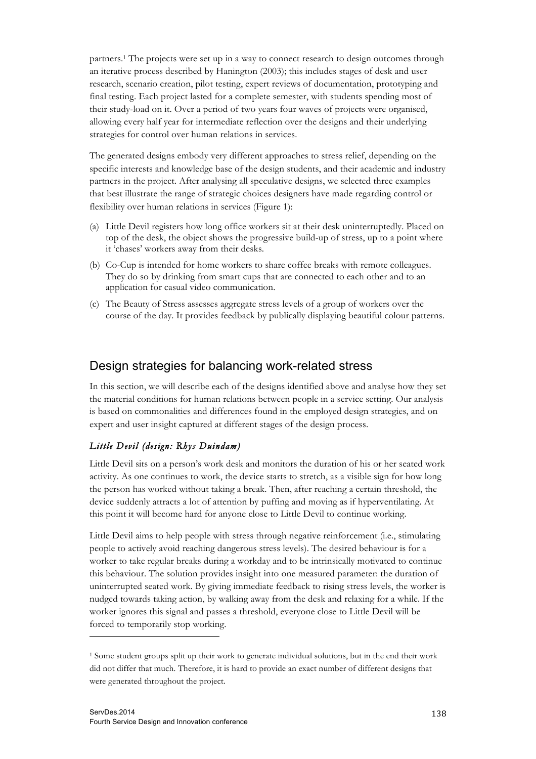partners.[1] The projects were set up in a way to connect research to design outcomes through an iterative process described by Hanington (2003); this includes stages of desk and user research, scenario creation, pilot testing, expert reviews of documentation, prototyping and final testing. Each project lasted for a complete semester, with students spending most of their study-load on it. Over a period of two years four waves of projects were organised, allowing every half year for intermediate reflection over the designs and their underlying strategies for control over human relations in services.

The generated designs embody very different approaches to stress relief, depending on the specific interests and knowledge base of the design students, and their academic and industry partners in the project. After analysing all speculative designs, we selected three examples that best illustrate the range of strategic choices designers have made regarding control or flexibility over human relations in services (Figure 1):

(a) Little Devil registers how long office workers sit at their desk uninterruptedly. Placed on top of the desk, the object shows the progressive build-up of stress, up to a point where it 'chases' workers away from their desks.

(b) Co-Cup is intended for home workers to share coffee breaks with remote colleagues. They do so by drinking from smart cups that are connected to each other and to an application for casual video communication.

(c) The Beauty of Stress assesses aggregate stress levels of a group of workers over the course of the day. It provides feedback by publically displaying beautiful colour patterns.

## Design strategies for balancing work-related stress

In this section, we will describe each of the designs identified above and analyse how they set the material conditions for human relations between people in a service setting. Our analysis is based on commonalities and differences found in the employed design strategies, and on expert and user insight captured at different stages of the design process.

### *Little Devil (design: Rhys Duindam)*

Little Devil sits on a person's work desk and monitors the duration of his or her seated work activity. As one continues to work, the device starts to stretch, as a visible sign for how long the person has worked without taking a break. Then, after reaching a certain threshold, the device suddenly attracts a lot of attention by puffing and moving as if hyperventilating. At this point it will become hard for anyone close to Little Devil to continue working.

Little Devil aims to help people with stress through negative reinforcement (i.e., stimulating people to actively avoid reaching dangerous stress levels). The desired behaviour is for a worker to take regular breaks during a workday and to be intrinsically motivated to continue this behaviour. The solution provides insight into one measured parameter: the duration of uninterrupted seated work. By giving immediate feedback to rising stress levels, the worker is nudged towards taking action, by walking away from the desk and relaxing for a while. If the worker ignores this signal and passes a threshold, everyone close to Little Devil will be forced to temporarily stop working.

[1] Some student groups split up their work to generate individual solutions, but in the end their work did not differ that much. Therefore, it is hard to provide an exact number of different designs that were generated throughout the project.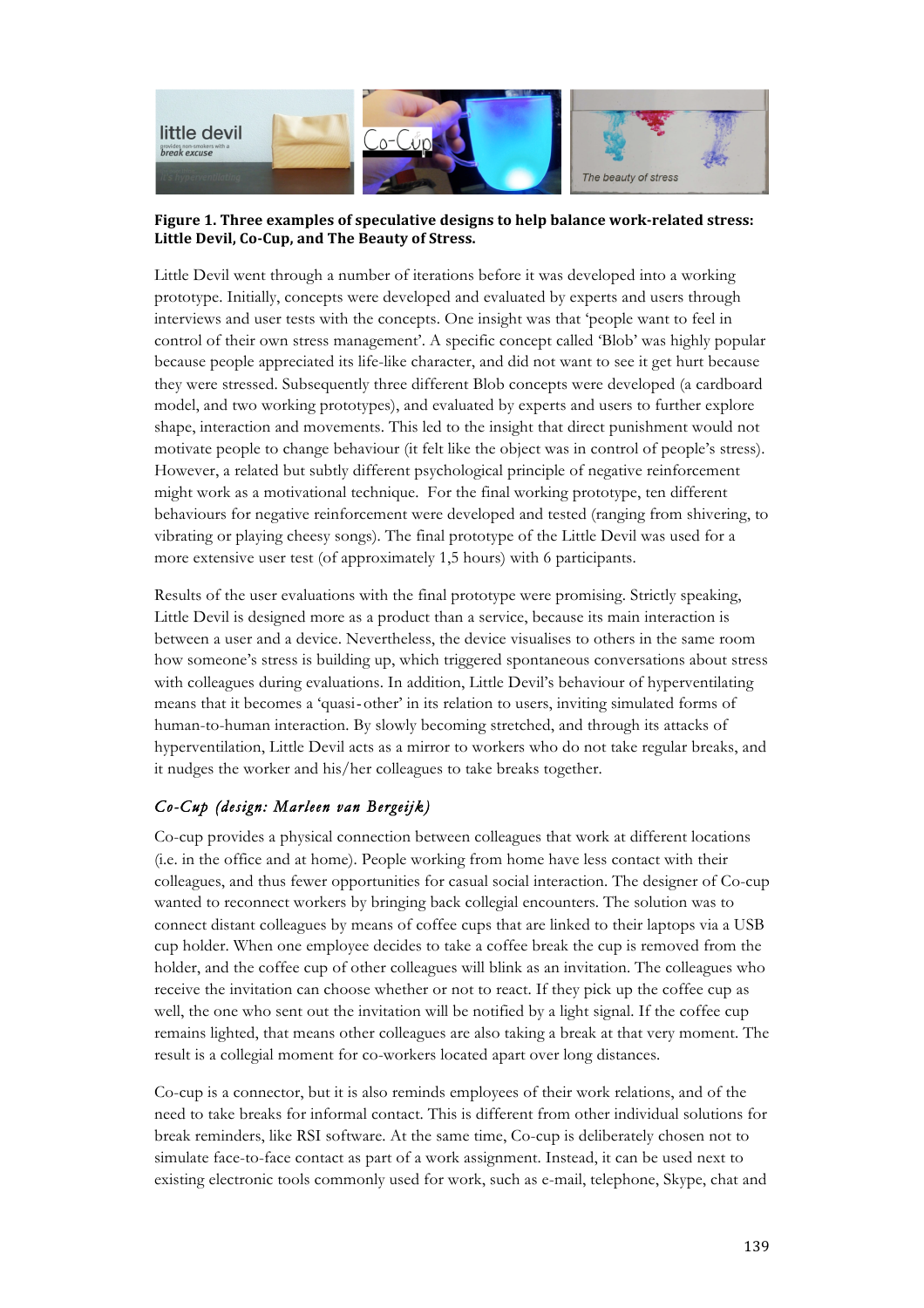**Figure 1. Three examples of speculative designs to help balance work-related stress: Little Devil, Co-Cup, and The Beauty of Stress.**

Little Devil went through a number of iterations before it was developed into a working prototype. Initially, concepts were developed and evaluated by experts and users through interviews and user tests with the concepts. One insight was that 'people want to feel in control of their own stress management'. A specific concept called 'Blob' was highly popular because people appreciated its life-like character, and did not want to see it get hurt because they were stressed. Subsequently three different Blob concepts were developed (a cardboard model, and two working prototypes), and evaluated by experts and users to further explore shape, interaction and movements. This led to the insight that direct punishment would not motivate people to change behaviour (it felt like the object was in control of people's stress). However, a related but subtly different psychological principle of negative reinforcement might work as a motivational technique. For the final working prototype, ten different behaviours for negative reinforcement were developed and tested (ranging from shivering, to vibrating or playing cheesy songs). The final prototype of the Little Devil was used for a more extensive user test (of approximately 1,5 hours) with 6 participants.

Results of the user evaluations with the final prototype were promising. Strictly speaking, Little Devil is designed more as a product than a service, because its main interaction is between a user and a device. Nevertheless, the device visualises to others in the same room how someone's stress is building up, which triggered spontaneous conversations about stress with colleagues during evaluations. In addition, Little Devil's behaviour of hyperventilating means that it becomes a 'quasi-other' in its relation to users, inviting simulated forms of human-to-human interaction. By slowly becoming stretched, and through its attacks of hyperventilation, Little Devil acts as a mirror to workers who do not take regular breaks, and it nudges the worker and his/her colleagues to take breaks together.

### *Co-Cup (design: Marleen van Bergeijk)*

Co-cup provides a physical connection between colleagues that work at different locations (i.e. in the office and at home). People working from home have less contact with their colleagues, and thus fewer opportunities for casual social interaction. The designer of Co-cup wanted to reconnect workers by bringing back collegial encounters. The solution was to connect distant colleagues by means of coffee cups that are linked to their laptops via a USB cup holder. When one employee decides to take a coffee break the cup is removed from the holder, and the coffee cup of other colleagues will blink as an invitation. The colleagues who receive the invitation can choose whether or not to react. If they pick up the coffee cup as well, the one who sent out the invitation will be notified by a light signal. If the coffee cup remains lighted, that means other colleagues are also taking a break at that very moment. The result is a collegial moment for co-workers located apart over long distances.

Co-cup is a connector, but it is also reminds employees of their work relations, and of the need to take breaks for informal contact. This is different from other individual solutions for break reminders, like RSI software. At the same time, Co-cup is deliberately chosen not to simulate face-to-face contact as part of a work assignment. Instead, it can be used next to existing electronic tools commonly used for work, such as e-mail, telephone, Skype, chat and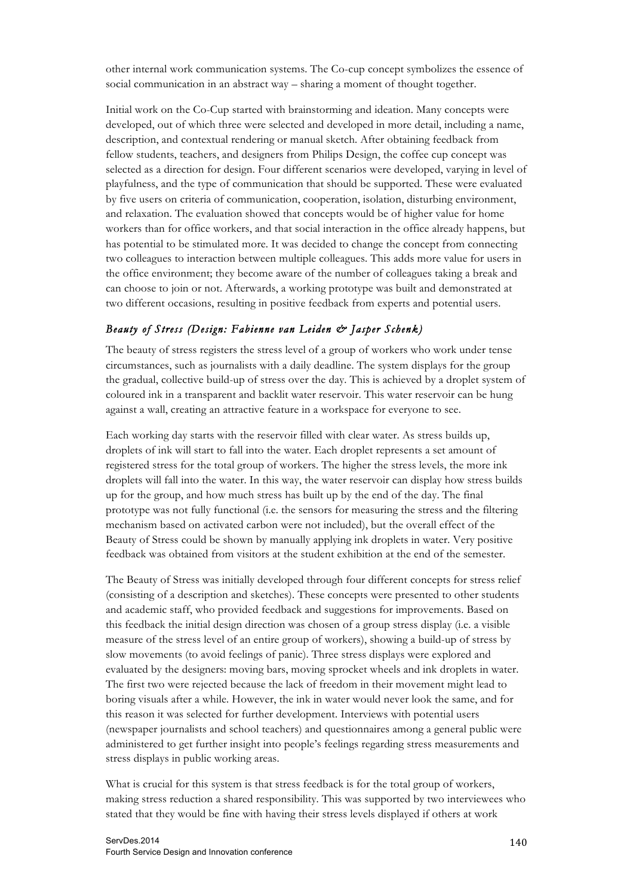other internal work communication systems. The Co-cup concept symbolizes the essence of social communication in an abstract way – sharing a moment of thought together.

Initial work on the Co-Cup started with brainstorming and ideation. Many concepts were developed, out of which three were selected and developed in more detail, including a name, description, and contextual rendering or manual sketch. After obtaining feedback from fellow students, teachers, and designers from Philips Design, the coffee cup concept was selected as a direction for design. Four different scenarios were developed, varying in level of playfulness, and the type of communication that should be supported. These were evaluated by five users on criteria of communication, cooperation, isolation, disturbing environment, and relaxation. The evaluation showed that concepts would be of higher value for home workers than for office workers, and that social interaction in the office already happens, but has potential to be stimulated more. It was decided to change the concept from connecting two colleagues to interaction between multiple colleagues. This adds more value for users in the office environment; they become aware of the number of colleagues taking a break and can choose to join or not. Afterwards, a working prototype was built and demonstrated at two different occasions, resulting in positive feedback from experts and potential users.

### *Beauty of Stress (Design: Fabienne van Leiden & Jasper Schenk)*

The beauty of stress registers the stress level of a group of workers who work under tense circumstances, such as journalists with a daily deadline. The system displays for the group the gradual, collective build-up of stress over the day. This is achieved by a droplet system of coloured ink in a transparent and backlit water reservoir. This water reservoir can be hung against a wall, creating an attractive feature in a workspace for everyone to see.

Each working day starts with the reservoir filled with clear water. As stress builds up, droplets of ink will start to fall into the water. Each droplet represents a set amount of registered stress for the total group of workers. The higher the stress levels, the more ink droplets will fall into the water. In this way, the water reservoir can display how stress builds up for the group, and how much stress has built up by the end of the day. The final prototype was not fully functional (i.e. the sensors for measuring the stress and the filtering mechanism based on activated carbon were not included), but the overall effect of the Beauty of Stress could be shown by manually applying ink droplets in water. Very positive feedback was obtained from visitors at the student exhibition at the end of the semester.

The Beauty of Stress was initially developed through four different concepts for stress relief (consisting of a description and sketches). These concepts were presented to other students and academic staff, who provided feedback and suggestions for improvements. Based on this feedback the initial design direction was chosen of a group stress display (i.e. a visible measure of the stress level of an entire group of workers), showing a build-up of stress by slow movements (to avoid feelings of panic). Three stress displays were explored and evaluated by the designers: moving bars, moving sprocket wheels and ink droplets in water. The first two were rejected because the lack of freedom in their movement might lead to boring visuals after a while. However, the ink in water would never look the same, and for this reason it was selected for further development. Interviews with potential users (newspaper journalists and school teachers) and questionnaires among a general public were administered to get further insight into people's feelings regarding stress measurements and stress displays in public working areas.

What is crucial for this system is that stress feedback is for the total group of workers, making stress reduction a shared responsibility. This was supported by two interviewees who stated that they would be fine with having their stress levels displayed if others at work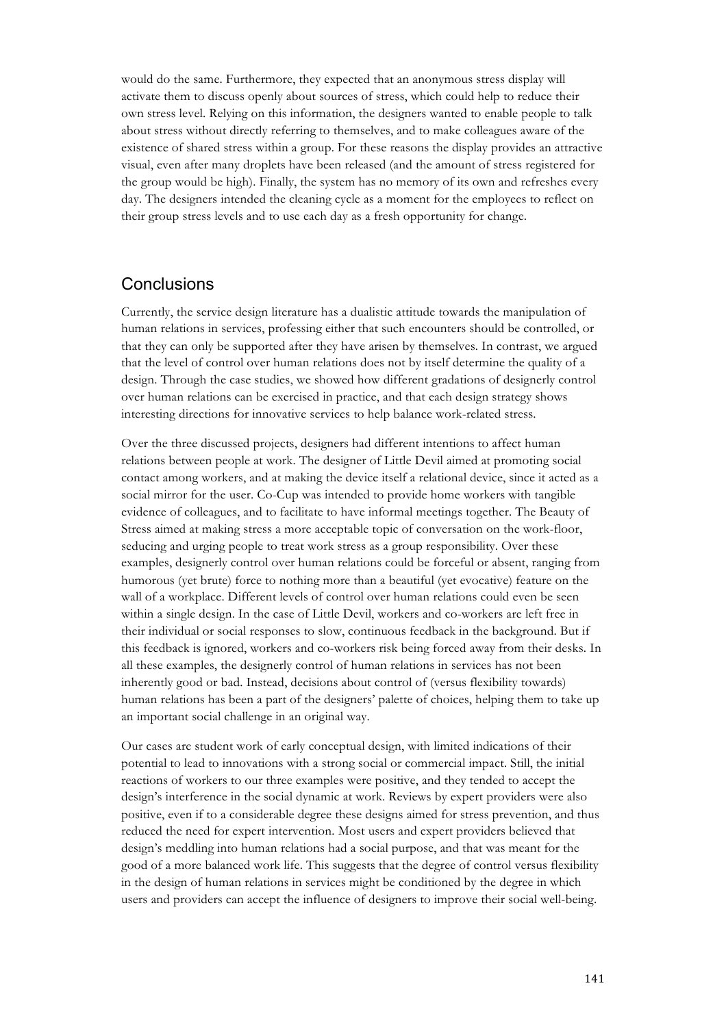would do the same. Furthermore, they expected that an anonymous stress display will activate them to discuss openly about sources of stress, which could help to reduce their own stress level. Relying on this information, the designers wanted to enable people to talk about stress without directly referring to themselves, and to make colleagues aware of the existence of shared stress within a group. For these reasons the display provides an attractive visual, even after many droplets have been released (and the amount of stress registered for the group would be high). Finally, the system has no memory of its own and refreshes every day. The designers intended the cleaning cycle as a moment for the employees to reflect on their group stress levels and to use each day as a fresh opportunity for change.

## Conclusions

Currently, the service design literature has a dualistic attitude towards the manipulation of human relations in services, professing either that such encounters should be controlled, or that they can only be supported after they have arisen by themselves. In contrast, we argued that the level of control over human relations does not by itself determine the quality of a design. Through the case studies, we showed how different gradations of designerly control over human relations can be exercised in practice, and that each design strategy shows interesting directions for innovative services to help balance work-related stress.

Over the three discussed projects, designers had different intentions to affect human relations between people at work. The designer of Little Devil aimed at promoting social contact among workers, and at making the device itself a relational device, since it acted as a social mirror for the user. Co-Cup was intended to provide home workers with tangible evidence of colleagues, and to facilitate to have informal meetings together. The Beauty of Stress aimed at making stress a more acceptable topic of conversation on the work-floor, seducing and urging people to treat work stress as a group responsibility. Over these examples, designerly control over human relations could be forceful or absent, ranging from humorous (yet brute) force to nothing more than a beautiful (yet evocative) feature on the wall of a workplace. Different levels of control over human relations could even be seen within a single design. In the case of Little Devil, workers and co-workers are left free in their individual or social responses to slow, continuous feedback in the background. But if this feedback is ignored, workers and co-workers risk being forced away from their desks. In all these examples, the designerly control of human relations in services has not been inherently good or bad. Instead, decisions about control of (versus flexibility towards) human relations has been a part of the designers' palette of choices, helping them to take up an important social challenge in an original way.

Our cases are student work of early conceptual design, with limited indications of their potential to lead to innovations with a strong social or commercial impact. Still, the initial reactions of workers to our three examples were positive, and they tended to accept the design's interference in the social dynamic at work. Reviews by expert providers were also positive, even if to a considerable degree these designs aimed for stress prevention, and thus reduced the need for expert intervention. Most users and expert providers believed that design's meddling into human relations had a social purpose, and that was meant for the good of a more balanced work life. This suggests that the degree of control versus flexibility in the design of human relations in services might be conditioned by the degree in which users and providers can accept the influence of designers to improve their social well-being.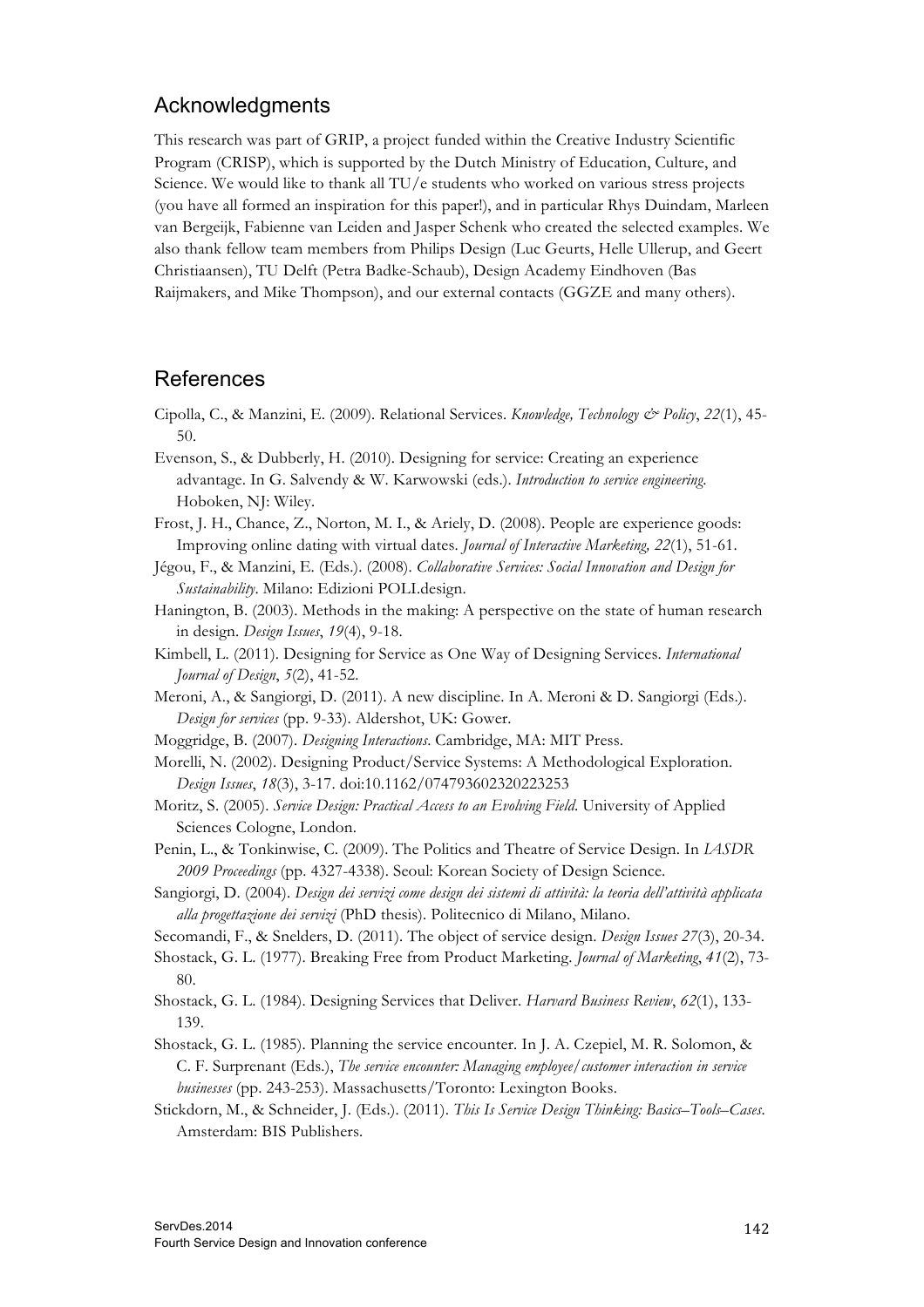## Acknowledgments

This research was part of GRIP, a project funded within the Creative Industry Scientific Program (CRISP), which is supported by the Dutch Ministry of Education, Culture, and Science. We would like to thank all TU/e students who worked on various stress projects (you have all formed an inspiration for this paper!), and in particular Rhys Duindam, Marleen van Bergeijk, Fabienne van Leiden and Jasper Schenk who created the selected examples. We also thank fellow team members from Philips Design (Luc Geurts, Helle Ullerup, and Geert Christiaansen), TU Delft (Petra Badke-Schaub), Design Academy Eindhoven (Bas Raijmakers, and Mike Thompson), and our external contacts (GGZE and many others).

## References

Cipolla, C., & Manzini, E. (2009). Relational Services. *Knowledge, Technology & Policy*, *22*(1), 45-50.

Evenson, S., & Dubberly, H. (2010). Designing for service: Creating an experience advantage. In G. Salvendy & W. Karwowski (eds.). *Introduction to service engineering*. Hoboken, NJ: Wiley.

Frost, J. H., Chance, Z., Norton, M. I., & Ariely, D. (2008). People are experience goods: Improving online dating with virtual dates. *Journal of Interactive Marketing, 22*(1), 51-61.

Jégou, F., & Manzini, E. (Eds.). (2008). *Collaborative Services: Social Innovation and Design for Sustainability*. Milano: Edizioni POLI.design.

Hanington, B. (2003). Methods in the making: A perspective on the state of human research in design. *Design Issues*, *19*(4), 9-18.

Kimbell, L. (2011). Designing for Service as One Way of Designing Services. *International Journal of Design*, *5*(2), 41-52.

Meroni, A., & Sangiorgi, D. (2011). A new discipline. In A. Meroni & D. Sangiorgi (Eds.). *Design for services* (pp. 9-33). Aldershot, UK: Gower.

Moggridge, B. (2007). *Designing Interactions*. Cambridge, MA: MIT Press.

Morelli, N. (2002). Designing Product/Service Systems: A Methodological Exploration. *Design Issues*, *18*(3), 3-17. doi:10.1162/074793602320223253

Moritz, S. (2005). *Service Design: Practical Access to an Evolving Field*. University of Applied Sciences Cologne, London.

Penin, L., & Tonkinwise, C. (2009). The Politics and Theatre of Service Design. In *IASDR 2009 Proceedings* (pp. 4327-4338). Seoul: Korean Society of Design Science.

Sangiorgi, D. (2004). *Design dei servizi come design dei sistemi di attività: la teoria dell'attività applicata alla progettazione dei servizi* (PhD thesis). Politecnico di Milano, Milano.

Secomandi, F., & Snelders, D. (2011). The object of service design. *Design Issues 27*(3), 20-34.

Shostack, G. L. (1977). Breaking Free from Product Marketing. *Journal of Marketing*, *41*(2), 73-80.

Shostack, G. L. (1984). Designing Services that Deliver. *Harvard Business Review*, *62*(1), 133-139.

Shostack, G. L. (1985). Planning the service encounter. In J. A. Czepiel, M. R. Solomon, & C. F. Surprenant (Eds.), *The service encounter: Managing employee/customer interaction in service businesses* (pp. 243-253). Massachusetts/Toronto: Lexington Books.

Stickdorn, M., & Schneider, J. (Eds.). (2011). *This Is Service Design Thinking: Basics–Tools–Cases*. Amsterdam: BIS Publishers.